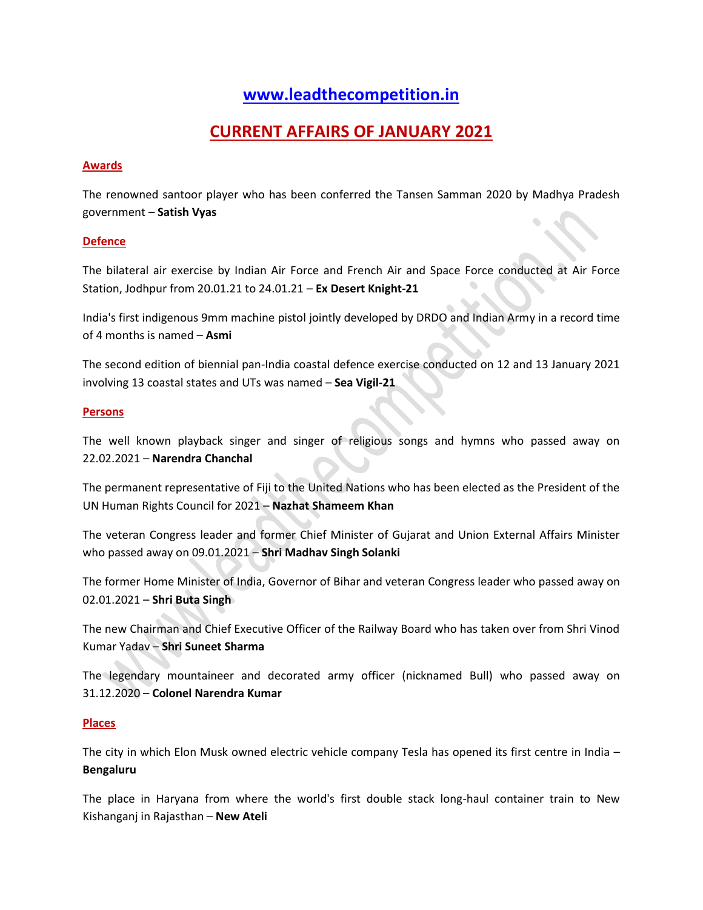# [www.leadthecompetition.in](http://www.leadthecompetition.in)

## CURRENT AFFAIRS OF JANUARY 2021

### Awards

The renowned santoor player who has been conferred the Tansen Samman 2020 by Madhya Pradesh government – **Satish Vyas**

### Defence

The bilateral air exercise by Indian Air Force and French Air and Space Force conducted at Air Force Station, Jodhpur from 20.01.21 to 24.01.21 – **Ex Desert Knight-21**

India's first indigenous 9mm machine pistol jointly developed by DRDO and Indian Army in a record time of 4 months is named – **Asmi**

The second edition of biennial pan-India coastal defence exercise conducted on 12 and 13 January 2021 involving 13 coastal states and UTs was named – **Sea Vigil-21**

### Persons

The well known playback singer and singer of religious songs and hymns who passed away on 22.02.2021 – **Narendra Chanchal**

The permanent representative of Fiji to the United Nations who has been elected as the President of the UN Human Rights Council for 2021 – **Nazhat Shameem Khan**

The veteran Congress leader and former Chief Minister of Gujarat and Union External Affairs Minister who passed away on 09.01.2021 – **Shri Madhav Singh Solanki**

The former Home Minister of India, Governor of Bihar and veteran Congress leader who passed away on 02.01.2021 – **Shri Buta Singh**

The new Chairman and Chief Executive Officer of the Railway Board who has taken over from Shri Vinod Kumar Yadav – **Shri Suneet Sharma**

The legendary mountaineer and decorated army officer (nicknamed Bull) who passed away on 31.12.2020 – **Colonel Narendra Kumar**

### Places

The city in which Elon Musk owned electric vehicle company Tesla has opened its first centre in India – **Bengaluru**

The place in Haryana from where the world's first double stack long-haul container train to New Kishanganj in Rajasthan – **New Ateli**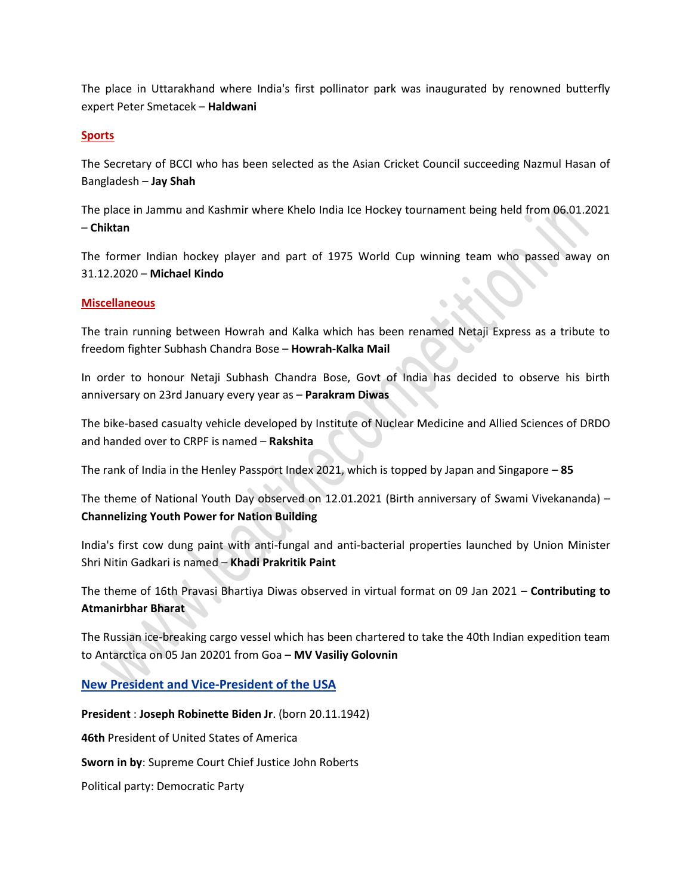The place in Uttarakhand where India's first pollinator park was inaugurated by renowned butterfly expert Peter Smetacek – **Haldwani**

## Sports

The Secretary of BCCI who has been selected as the Asian Cricket Council succeeding Nazmul Hasan of Bangladesh – **Jay Shah**

The place in Jammu and Kashmir where Khelo India Ice Hockey tournament being held from 06.01.2021 – **Chiktan**

The former Indian hockey player and part of 1975 World Cup winning team who passed away on 31.12.2020 – **Michael Kindo**

## Miscellaneous

The train running between Howrah and Kalka which has been renamed Netaji Express as a tribute to freedom fighter Subhash Chandra Bose – **Howrah-Kalka Mail**

In order to honour Netaji Subhash Chandra Bose, Govt of India has decided to observe his birth anniversary on 23rd January every year as – **Parakram Diwas**

The bike-based casualty vehicle developed by Institute of Nuclear Medicine and Allied Sciences of DRDO and handed over to CRPF is named – **Rakshita**

The rank of India in the Henley Passport Index 2021, which is topped by Japan and Singapore – **85**

The theme of National Youth Day observed on 12.01.2021 (Birth anniversary of Swami Vivekananda) – **Channelizing Youth Power for Nation Building**

India's first cow dung paint with anti-fungal and anti-bacterial properties launched by Union Minister Shri Nitin Gadkari is named – **Khadi Prakritik Paint**

The theme of 16th Pravasi Bhartiya Diwas observed in virtual format on 09 Jan 2021 – **Contributing to Atmanirbhar Bharat**

The Russian ice-breaking cargo vessel which has been chartered to take the 40th Indian expedition team to Antarctica on 05 Jan 20201 from Goa – **MV Vasiliy Golovnin**

## New President and Vice-President of the USA

**President** : **Joseph Robinette Biden Jr**. (born 20.11.1942)

**46th** President of United States of America

**Sworn in by**: Supreme Court Chief Justice John Roberts

Political party: Democratic Party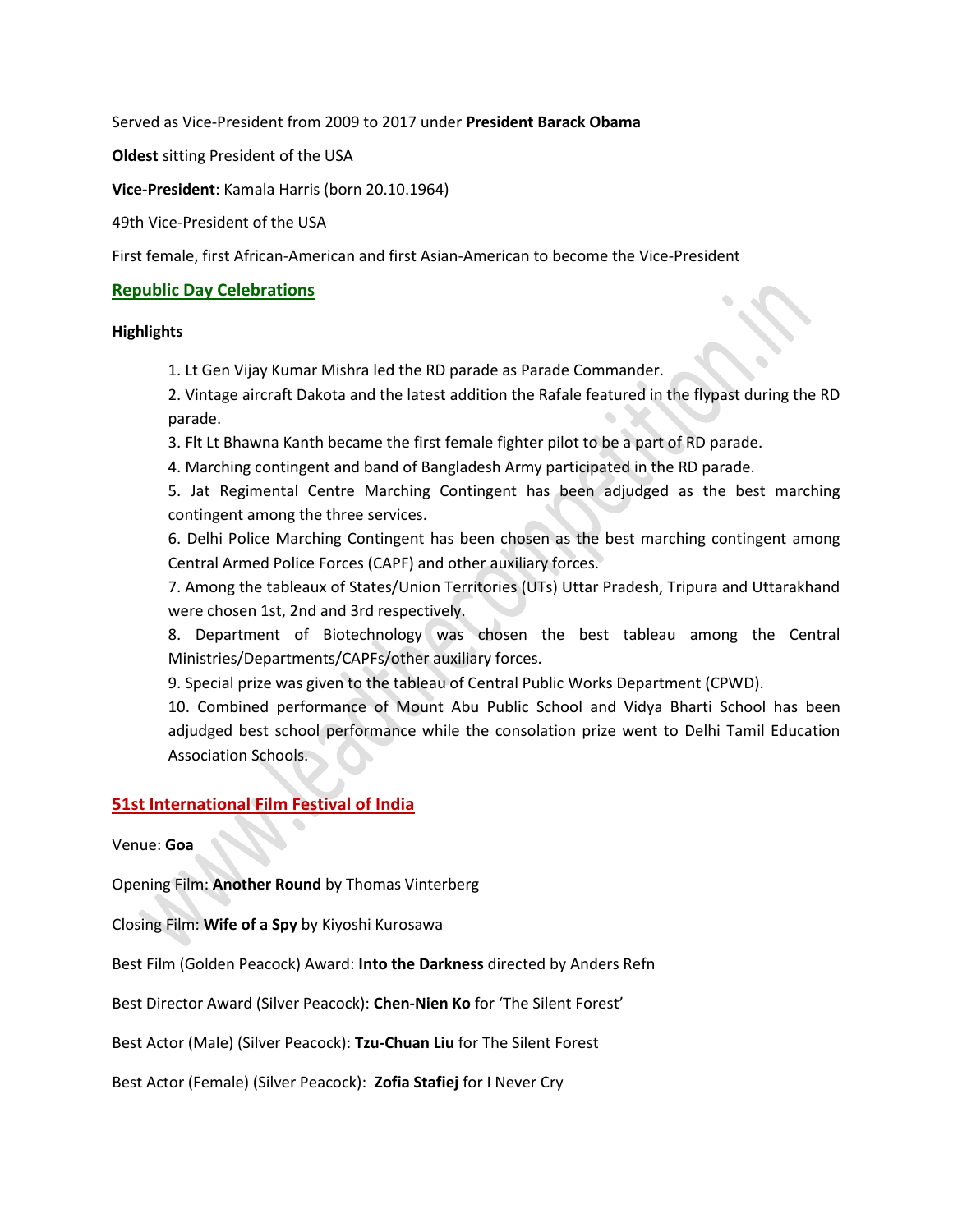Served as Vice-President from 2009 to 2017 under **President Barack Obama**

**Oldest** sitting President of the USA

**Vice-President**: Kamala Harris (born 20.10.1964)

49th Vice-President of the USA

First female, first African-American and first Asian-American to become the Vice-President

## Republic Day Celebrations

**Highlights**

1. Lt Gen Vijay Kumar Mishra led the RD parade as Parade Commander.
2. Vintage aircraft Dakota and the latest addition the Rafale featured in the flypast during the RD parade.
3. Flt Lt Bhawna Kanth became the first female fighter pilot to be a part of RD parade.
4. Marching contingent and band of Bangladesh Army participated in the RD parade.
5. Jat Regimental Centre Marching Contingent has been adjudged as the best marching contingent among the three services.
6. Delhi Police Marching Contingent has been chosen as the best marching contingent among Central Armed Police Forces (CAPF) and other auxiliary forces.
7. Among the tableaux of States/Union Territories (UTs) Uttar Pradesh, Tripura and Uttarakhand were chosen 1st, 2nd and 3rd respectively.
8. Department of Biotechnology was chosen the best tableau among the Central Ministries/Departments/CAPFs/other auxiliary forces.
9. Special prize was given to the tableau of Central Public Works Department (CPWD).
10. Combined performance of Mount Abu Public School and Vidya Bharti School has been adjudged best school performance while the consolation prize went to Delhi Tamil Education Association Schools.

## 51st International Film Festival of India

Venue: **Goa**

Opening Film: **Another Round** by Thomas Vinterberg

Closing Film: **Wife of a Spy** by Kiyoshi Kurosawa

Best Film (Golden Peacock) Award: **Into the Darkness** directed by Anders Refn

Best Director Award (Silver Peacock): **Chen-Nien Ko** for 'The Silent Forest'

Best Actor (Male) (Silver Peacock): **Tzu-Chuan Liu** for The Silent Forest

Best Actor (Female) (Silver Peacock): **Zofia Stafiej** for I Never Cry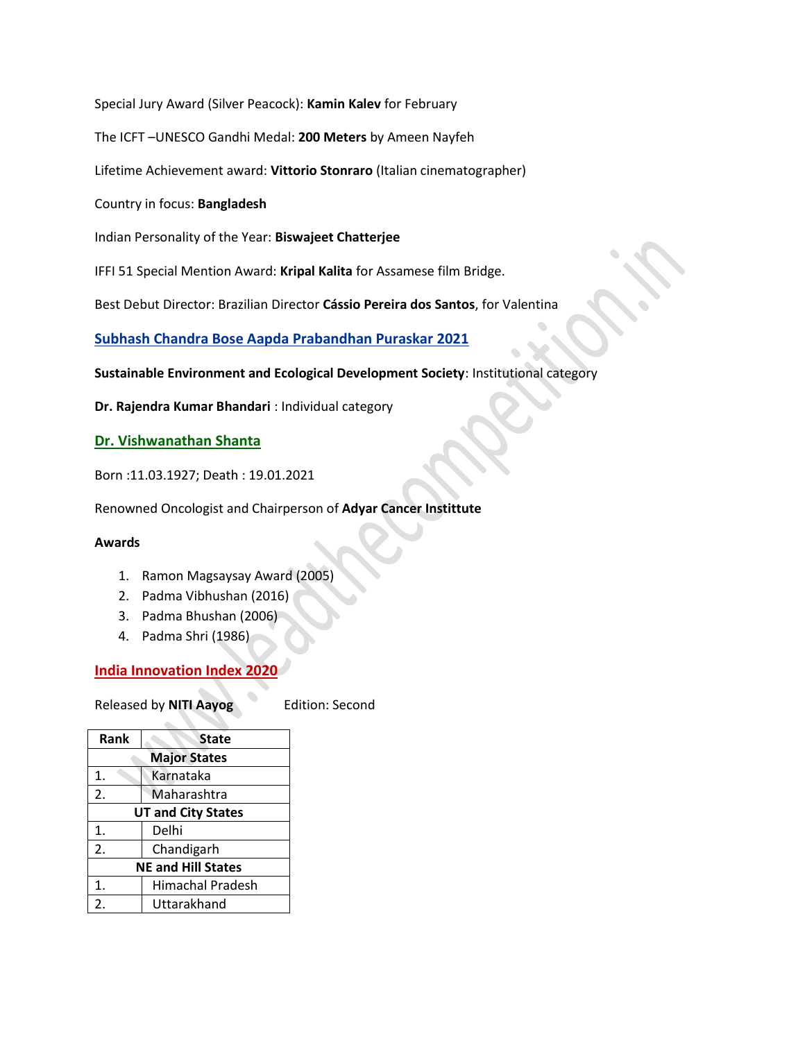Special Jury Award (Silver Peacock): **Kamin Kalev** for February

The ICFT –UNESCO Gandhi Medal: **200 Meters** by Ameen Nayfeh

Lifetime Achievement award: **Vittorio Stonraro** (Italian cinematographer)

Country in focus: **Bangladesh**

Indian Personality of the Year: **Biswajeet Chatterjee**

IFFI 51 Special Mention Award: **Kripal Kalita** for Assamese film Bridge.

Best Debut Director: Brazilian Director **Cássio Pereira dos Santos**, for Valentina

## Subhash Chandra Bose Aapda Prabandhan Puraskar 2021

**Sustainable Environment and Ecological Development Society**: Institutional category

**Dr. Rajendra Kumar Bhandari** : Individual category

## Dr. Vishwanathan Shanta

Born :11.03.1927; Death : 19.01.2021

Renowned Oncologist and Chairperson of **Adyar Cancer Instittute**

**Awards**

1. Ramon Magsaysay Award (2005)
2. Padma Vibhushan (2016)
3. Padma Bhushan (2006)
4. Padma Shri (1986)

## India Innovation Index 2020

Released by **NITI Aayog** Edition: Second

| Rank | State |
|---|---|
| **Major States** | |
| 1. | Karnataka |
| 2. | Maharashtra |
| **UT and City States** | |
| 1. | Delhi |
| 2. | Chandigarh |
| **NE and Hill States** | |
| 1. | Himachal Pradesh |
| 2. | Uttarakhand |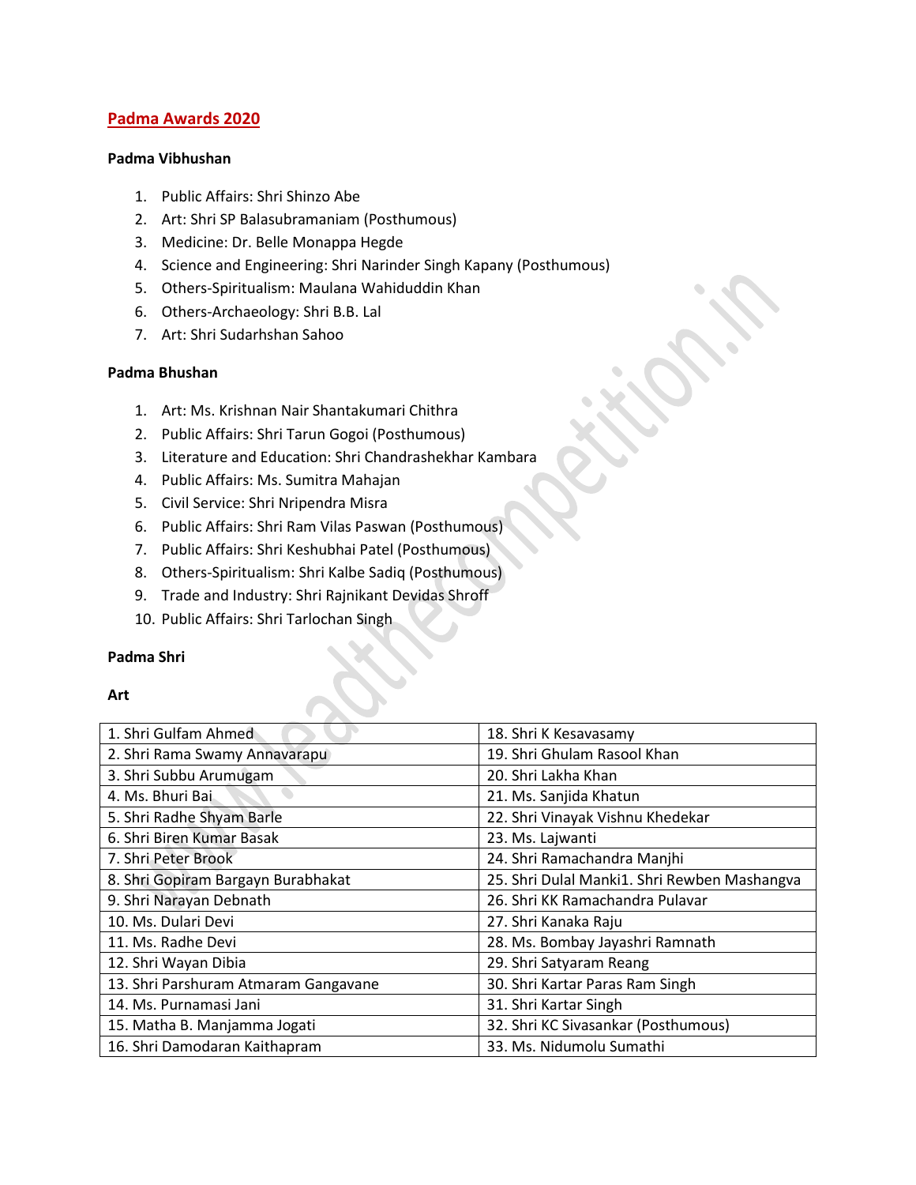## Padma Awards 2020

### Padma Vibhushan

1. Public Affairs: Shri Shinzo Abe
2. Art: Shri SP Balasubramaniam (Posthumous)
3. Medicine: Dr. Belle Monappa Hegde
4. Science and Engineering: Shri Narinder Singh Kapany (Posthumous)
5. Others-Spiritualism: Maulana Wahiduddin Khan
6. Others-Archaeology: Shri B.B. Lal
7. Art: Shri Sudarhshan Sahoo

### Padma Bhushan

1. Art: Ms. Krishnan Nair Shantakumari Chithra
2. Public Affairs: Shri Tarun Gogoi (Posthumous)
3. Literature and Education: Shri Chandrashekhar Kambara
4. Public Affairs: Ms. Sumitra Mahajan
5. Civil Service: Shri Nripendra Misra
6. Public Affairs: Shri Ram Vilas Paswan (Posthumous)
7. Public Affairs: Shri Keshubhai Patel (Posthumous)
8. Others-Spiritualism: Shri Kalbe Sadiq (Posthumous)
9. Trade and Industry: Shri Rajnikant Devidas Shroff
10. Public Affairs: Shri Tarlochan Singh

### Padma Shri

#### Art

| | |
|---|---|
| 1. Shri Gulfam Ahmed | 18. Shri K Kesavasamy |
| 2. Shri Rama Swamy Annavarapu | 19. Shri Ghulam Rasool Khan |
| 3. Shri Subbu Arumugam | 20. Shri Lakha Khan |
| 4. Ms. Bhuri Bai | 21. Ms. Sanjida Khatun |
| 5. Shri Radhe Shyam Barle | 22. Shri Vinayak Vishnu Khedekar |
| 6. Shri Biren Kumar Basak | 23. Ms. Lajwanti |
| 7. Shri Peter Brook | 24. Shri Ramachandra Manjhi |
| 8. Shri Gopiram Bargayn Burabhakat | 25. Shri Dulal Manki1. Shri Rewben Mashangva |
| 9. Shri Narayan Debnath | 26. Shri KK Ramachandra Pulavar |
| 10. Ms. Dulari Devi | 27. Shri Kanaka Raju |
| 11. Ms. Radhe Devi | 28. Ms. Bombay Jayashri Ramnath |
| 12. Shri Wayan Dibia | 29. Shri Satyaram Reang |
| 13. Shri Parshuram Atmaram Gangavane | 30. Shri Kartar Paras Ram Singh |
| 14. Ms. Purnamasi Jani | 31. Shri Kartar Singh |
| 15. Matha B. Manjamma Jogati | 32. Shri KC Sivasankar (Posthumous) |
| 16. Shri Damodaran Kaithapram | 33. Ms. Nidumolu Sumathi |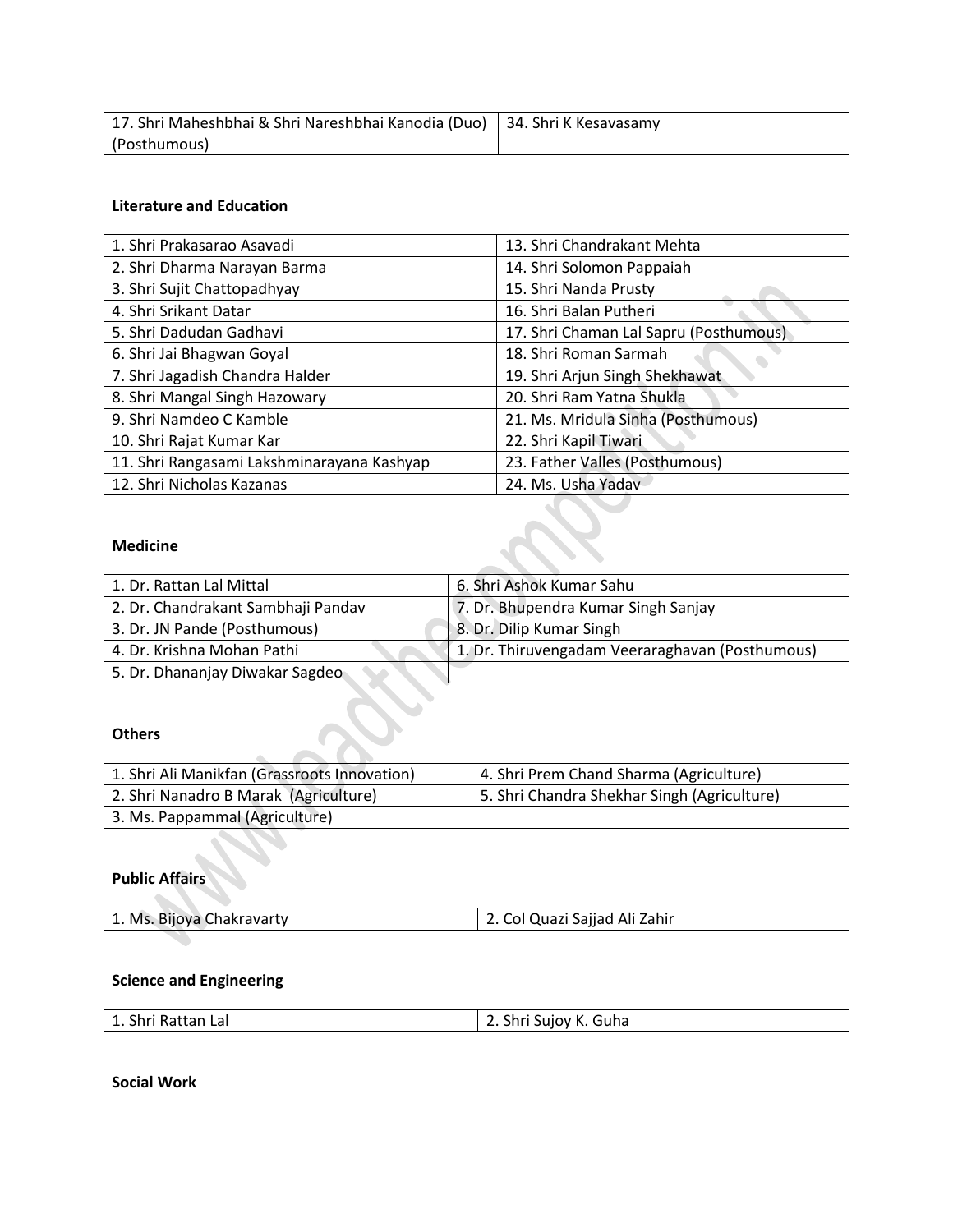| 17. Shri Maheshbhai & Shri Nareshbhai Kanodia (Duo) (Posthumous) | 34. Shri K Kesavasamy |
|---|---|

**Literature and Education**

| 1. Shri Prakasarao Asavadi | 13. Shri Chandrakant Mehta |
|---|---|
| 2. Shri Dharma Narayan Barma | 14. Shri Solomon Pappaiah |
| 3. Shri Sujit Chattopadhyay | 15. Shri Nanda Prusty |
| 4. Shri Srikant Datar | 16. Shri Balan Putheri |
| 5. Shri Dadudan Gadhavi | 17. Shri Chaman Lal Sapru (Posthumous) |
| 6. Shri Jai Bhagwan Goyal | 18. Shri Roman Sarmah |
| 7. Shri Jagadish Chandra Halder | 19. Shri Arjun Singh Shekhawat |
| 8. Shri Mangal Singh Hazowary | 20. Shri Ram Yatna Shukla |
| 9. Shri Namdeo C Kamble | 21. Ms. Mridula Sinha (Posthumous) |
| 10. Shri Rajat Kumar Kar | 22. Shri Kapil Tiwari |
| 11. Shri Rangasami Lakshminarayana Kashyap | 23. Father Valles (Posthumous) |
| 12. Shri Nicholas Kazanas | 24. Ms. Usha Yadav |

**Medicine**

| 1. Dr. Rattan Lal Mittal | 6. Shri Ashok Kumar Sahu |
|---|---|
| 2. Dr. Chandrakant Sambhaji Pandav | 7. Dr. Bhupendra Kumar Singh Sanjay |
| 3. Dr. JN Pande (Posthumous) | 8. Dr. Dilip Kumar Singh |
| 4. Dr. Krishna Mohan Pathi | 1. Dr. Thiruvengadam Veeraraghavan (Posthumous) |
| 5. Dr. Dhananjay Diwakar Sagdeo | |

**Others**

| 1. Shri Ali Manikfan (Grassroots Innovation) | 4. Shri Prem Chand Sharma (Agriculture) |
|---|---|
| 2. Shri Nanadro B Marak (Agriculture) | 5. Shri Chandra Shekhar Singh (Agriculture) |
| 3. Ms. Pappammal (Agriculture) | |

**Public Affairs**

| 1. Ms. Bijoya Chakravarty | 2. Col Quazi Sajjad Ali Zahir |
|---|---|

**Science and Engineering**

| 1. Shri Rattan Lal | 2. Shri Sujoy K. Guha |
|---|---|

**Social Work**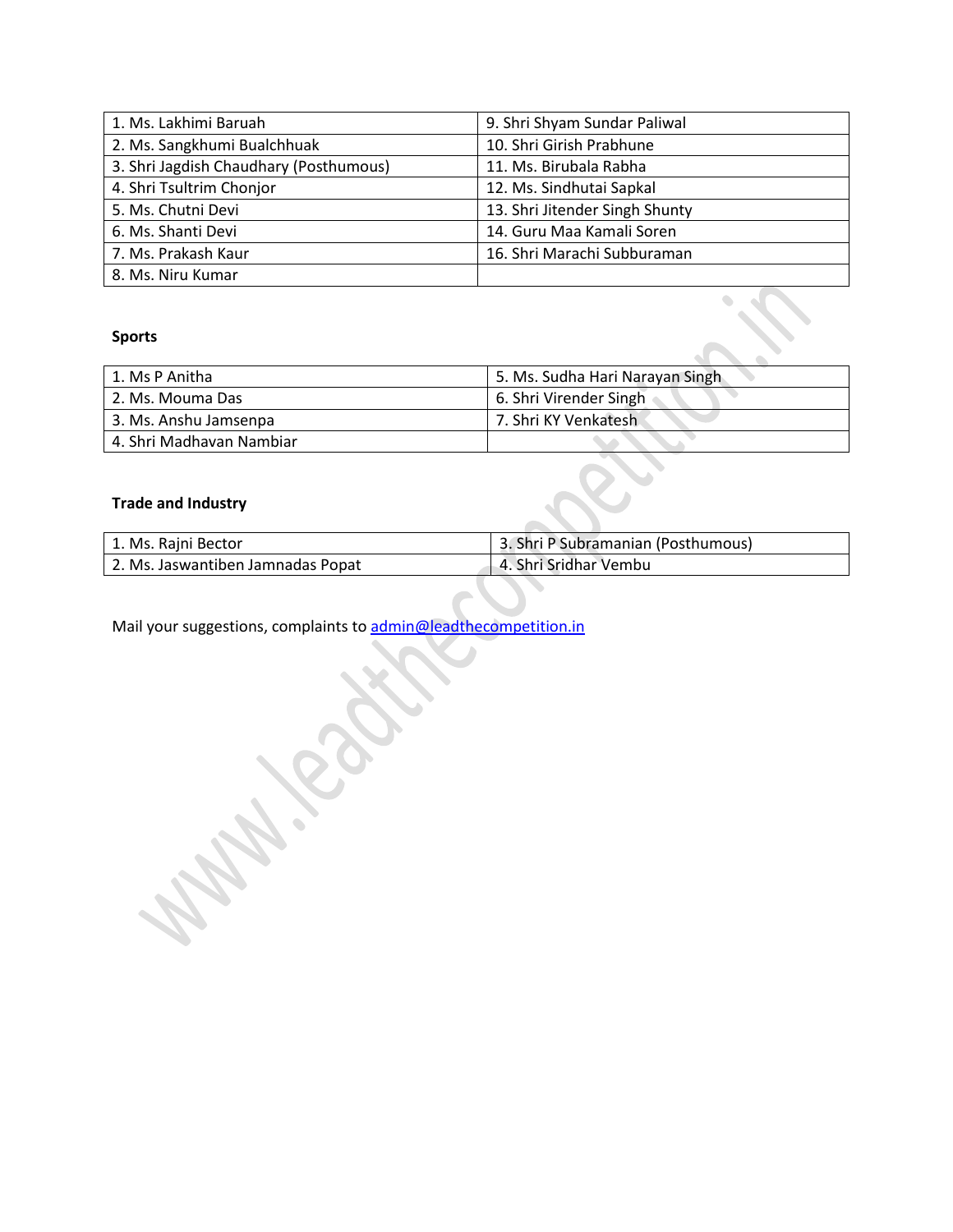| | |
|---|---|
| 1. Ms. Lakhimi Baruah | 9. Shri Shyam Sundar Paliwal |
| 2. Ms. Sangkhumi Bualchhuak | 10. Shri Girish Prabhune |
| 3. Shri Jagdish Chaudhary (Posthumous) | 11. Ms. Birubala Rabha |
| 4. Shri Tsultrim Chonjor | 12. Ms. Sindhutai Sapkal |
| 5. Ms. Chutni Devi | 13. Shri Jitender Singh Shunty |
| 6. Ms. Shanti Devi | 14. Guru Maa Kamali Soren |
| 7. Ms. Prakash Kaur | 16. Shri Marachi Subburaman |
| 8. Ms. Niru Kumar | |

**Sports**

| | |
|---|---|
| 1. Ms P Anitha | 5. Ms. Sudha Hari Narayan Singh |
| 2. Ms. Mouma Das | 6. Shri Virender Singh |
| 3. Ms. Anshu Jamsenpa | 7. Shri KY Venkatesh |
| 4. Shri Madhavan Nambiar | |

**Trade and Industry**

| | |
|---|---|
| 1. Ms. Rajni Bector | 3. Shri P Subramanian (Posthumous) |
| 2. Ms. Jaswantiben Jamnadas Popat | 4. Shri Sridhar Vembu |

Mail your suggestions, complaints to admin@leadthecompetition.in